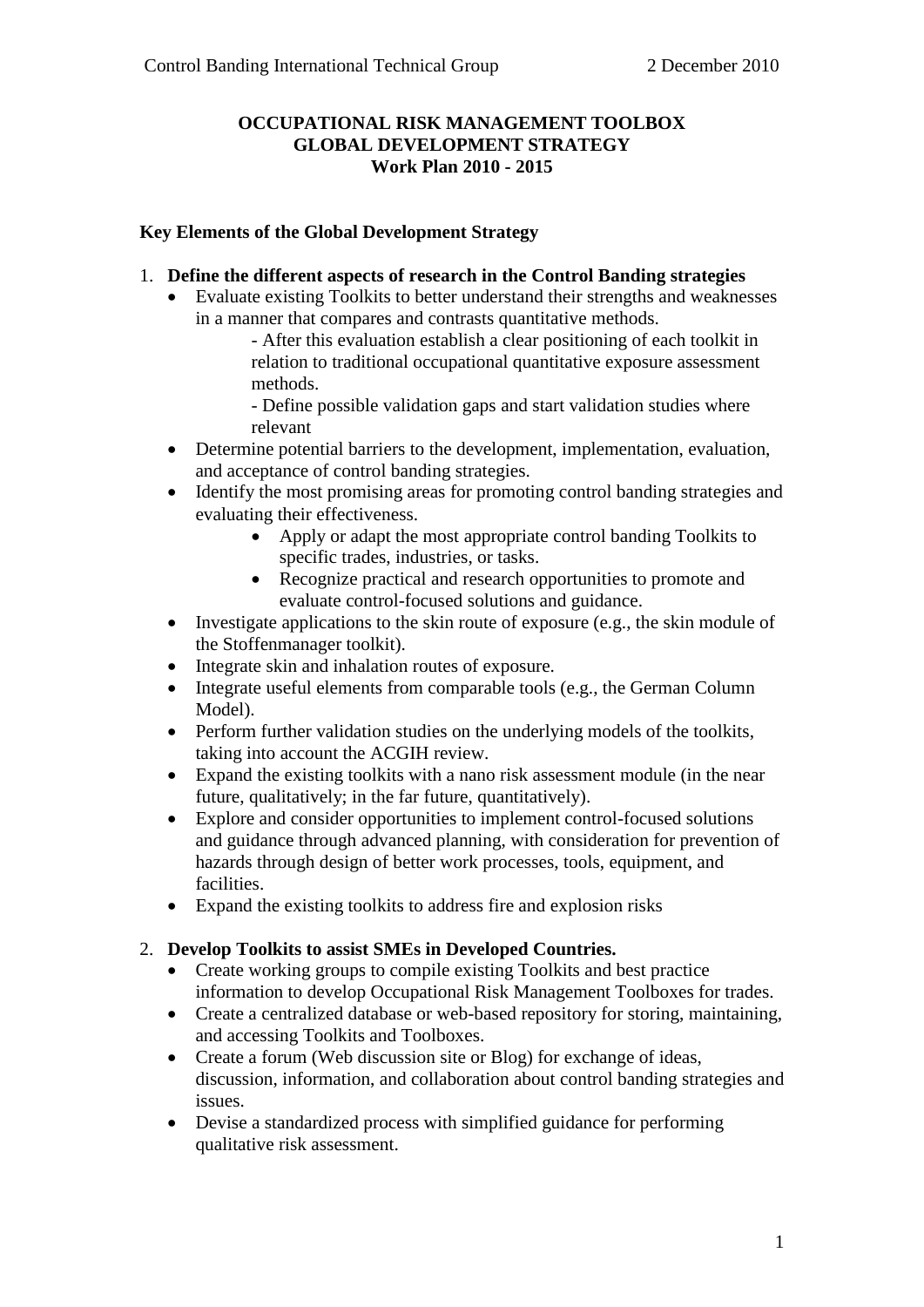**OCCUPATIONAL RISK MANAGEMENT TOOLBOX**
**GLOBAL DEVELOPMENT STRATEGY**
**Work Plan 2010 - 2015**

## Key Elements of the Global Development Strategy

1. **Define the different aspects of research in the Control Banding strategies**
   - Evaluate existing Toolkits to better understand their strengths and weaknesses in a manner that compares and contrasts quantitative methods.
     - After this evaluation establish a clear positioning of each toolkit in relation to traditional occupational quantitative exposure assessment methods.
     - Define possible validation gaps and start validation studies where relevant
   - Determine potential barriers to the development, implementation, evaluation, and acceptance of control banding strategies.
   - Identify the most promising areas for promoting control banding strategies and evaluating their effectiveness.
     - Apply or adapt the most appropriate control banding Toolkits to specific trades, industries, or tasks.
     - Recognize practical and research opportunities to promote and evaluate control-focused solutions and guidance.
   - Investigate applications to the skin route of exposure (e.g., the skin module of the Stoffenmanager toolkit).
   - Integrate skin and inhalation routes of exposure.
   - Integrate useful elements from comparable tools (e.g., the German Column Model).
   - Perform further validation studies on the underlying models of the toolkits, taking into account the ACGIH review.
   - Expand the existing toolkits with a nano risk assessment module (in the near future, qualitatively; in the far future, quantitatively).
   - Explore and consider opportunities to implement control-focused solutions and guidance through advanced planning, with consideration for prevention of hazards through design of better work processes, tools, equipment, and facilities.
   - Expand the existing toolkits to address fire and explosion risks

2. **Develop Toolkits to assist SMEs in Developed Countries.**
   - Create working groups to compile existing Toolkits and best practice information to develop Occupational Risk Management Toolboxes for trades.
   - Create a centralized database or web-based repository for storing, maintaining, and accessing Toolkits and Toolboxes.
   - Create a forum (Web discussion site or Blog) for exchange of ideas, discussion, information, and collaboration about control banding strategies and issues.
   - Devise a standardized process with simplified guidance for performing qualitative risk assessment.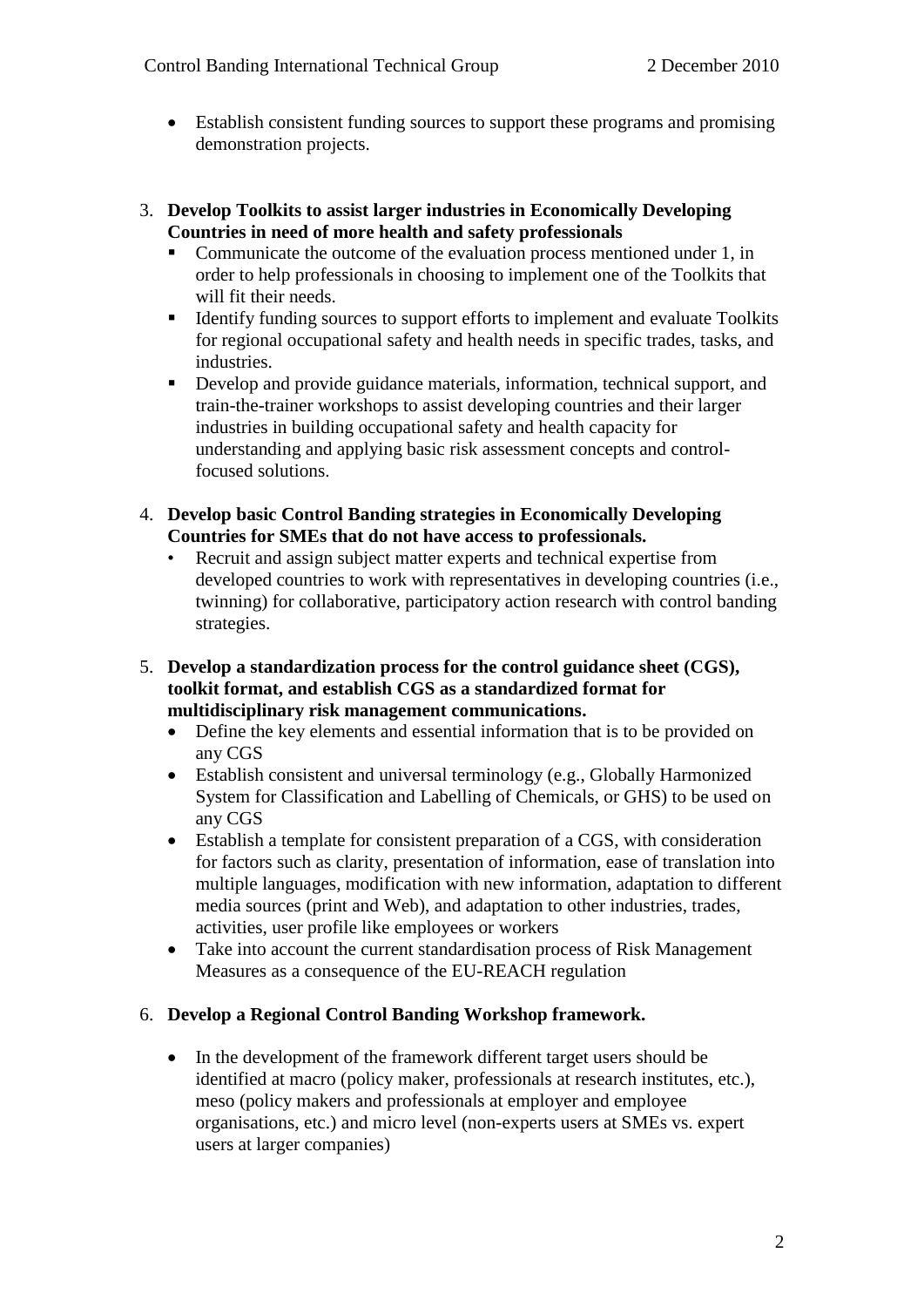- Establish consistent funding sources to support these programs and promising demonstration projects.

3. **Develop Toolkits to assist larger industries in Economically Developing Countries in need of more health and safety professionals**
   - Communicate the outcome of the evaluation process mentioned under 1, in order to help professionals in choosing to implement one of the Toolkits that will fit their needs.
   - Identify funding sources to support efforts to implement and evaluate Toolkits for regional occupational safety and health needs in specific trades, tasks, and industries.
   - Develop and provide guidance materials, information, technical support, and train-the-trainer workshops to assist developing countries and their larger industries in building occupational safety and health capacity for understanding and applying basic risk assessment concepts and control-focused solutions.

4. **Develop basic Control Banding strategies in Economically Developing Countries for SMEs that do not have access to professionals.**
   - Recruit and assign subject matter experts and technical expertise from developed countries to work with representatives in developing countries (i.e., twinning) for collaborative, participatory action research with control banding strategies.

5. **Develop a standardization process for the control guidance sheet (CGS), toolkit format, and establish CGS as a standardized format for multidisciplinary risk management communications.**
   - Define the key elements and essential information that is to be provided on any CGS
   - Establish consistent and universal terminology (e.g., Globally Harmonized System for Classification and Labelling of Chemicals, or GHS) to be used on any CGS
   - Establish a template for consistent preparation of a CGS, with consideration for factors such as clarity, presentation of information, ease of translation into multiple languages, modification with new information, adaptation to different media sources (print and Web), and adaptation to other industries, trades, activities, user profile like employees or workers
   - Take into account the current standardisation process of Risk Management Measures as a consequence of the EU-REACH regulation

6. **Develop a Regional Control Banding Workshop framework.**

   - In the development of the framework different target users should be identified at macro (policy maker, professionals at research institutes, etc.), meso (policy makers and professionals at employer and employee organisations, etc.) and micro level (non-experts users at SMEs vs. expert users at larger companies)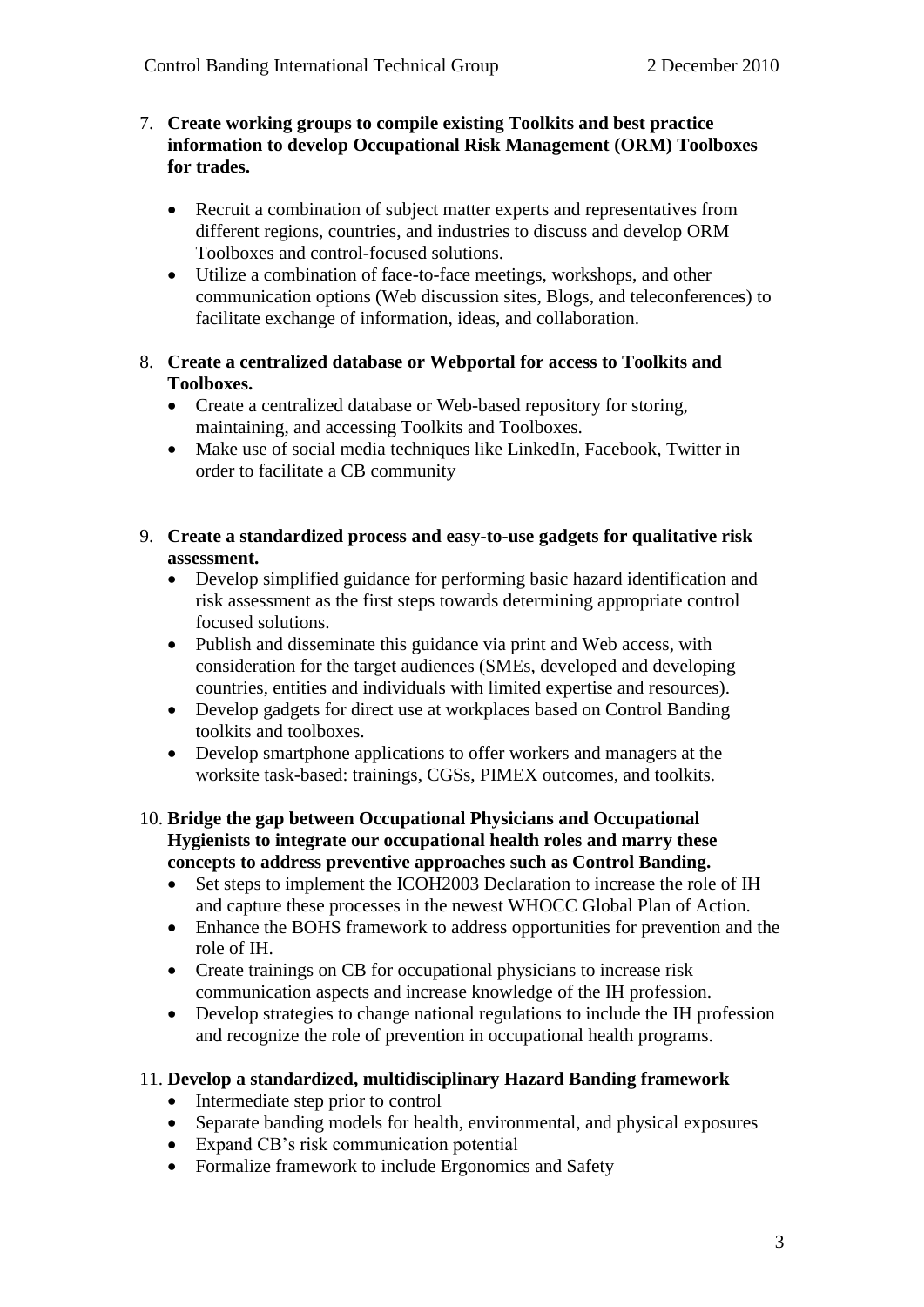7. **Create working groups to compile existing Toolkits and best practice information to develop Occupational Risk Management (ORM) Toolboxes for trades.**

   - Recruit a combination of subject matter experts and representatives from different regions, countries, and industries to discuss and develop ORM Toolboxes and control-focused solutions.
   - Utilize a combination of face-to-face meetings, workshops, and other communication options (Web discussion sites, Blogs, and teleconferences) to facilitate exchange of information, ideas, and collaboration.

8. **Create a centralized database or Webportal for access to Toolkits and Toolboxes.**
   - Create a centralized database or Web-based repository for storing, maintaining, and accessing Toolkits and Toolboxes.
   - Make use of social media techniques like LinkedIn, Facebook, Twitter in order to facilitate a CB community

9. **Create a standardized process and easy-to-use gadgets for qualitative risk assessment.**
   - Develop simplified guidance for performing basic hazard identification and risk assessment as the first steps towards determining appropriate control focused solutions.
   - Publish and disseminate this guidance via print and Web access, with consideration for the target audiences (SMEs, developed and developing countries, entities and individuals with limited expertise and resources).
   - Develop gadgets for direct use at workplaces based on Control Banding toolkits and toolboxes.
   - Develop smartphone applications to offer workers and managers at the worksite task-based: trainings, CGSs, PIMEX outcomes, and toolkits.

10. **Bridge the gap between Occupational Physicians and Occupational Hygienists to integrate our occupational health roles and marry these concepts to address preventive approaches such as Control Banding.**
    - Set steps to implement the ICOH2003 Declaration to increase the role of IH and capture these processes in the newest WHOCC Global Plan of Action.
    - Enhance the BOHS framework to address opportunities for prevention and the role of IH.
    - Create trainings on CB for occupational physicians to increase risk communication aspects and increase knowledge of the IH profession.
    - Develop strategies to change national regulations to include the IH profession and recognize the role of prevention in occupational health programs.

11. **Develop a standardized, multidisciplinary Hazard Banding framework**
    - Intermediate step prior to control
    - Separate banding models for health, environmental, and physical exposures
    - Expand CB's risk communication potential
    - Formalize framework to include Ergonomics and Safety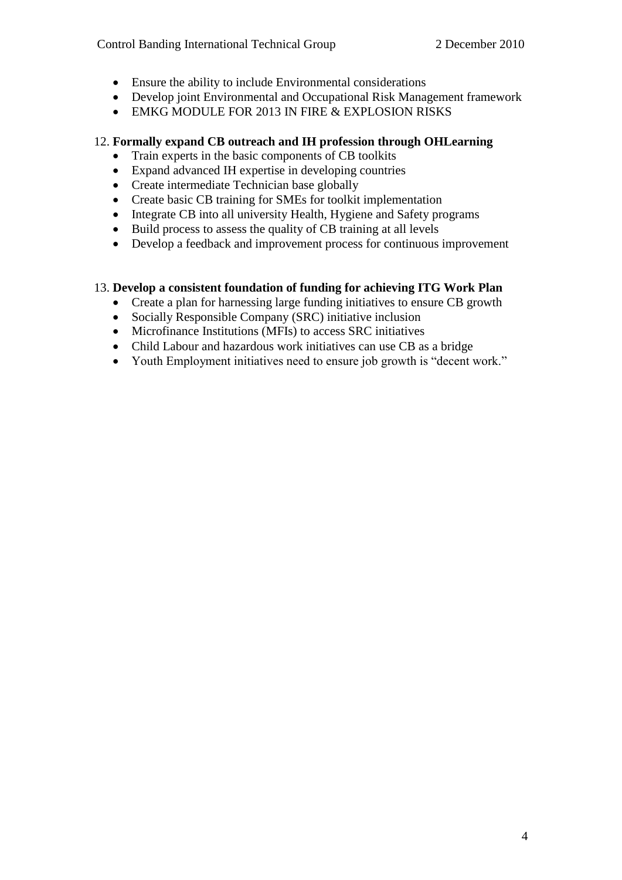- Ensure the ability to include Environmental considerations
- Develop joint Environmental and Occupational Risk Management framework
- EMKG MODULE FOR 2013 IN FIRE & EXPLOSION RISKS

12. **Formally expand CB outreach and IH profession through OHLearning**
    - Train experts in the basic components of CB toolkits
    - Expand advanced IH expertise in developing countries
    - Create intermediate Technician base globally
    - Create basic CB training for SMEs for toolkit implementation
    - Integrate CB into all university Health, Hygiene and Safety programs
    - Build process to assess the quality of CB training at all levels
    - Develop a feedback and improvement process for continuous improvement

13. **Develop a consistent foundation of funding for achieving ITG Work Plan**
    - Create a plan for harnessing large funding initiatives to ensure CB growth
    - Socially Responsible Company (SRC) initiative inclusion
    - Microfinance Institutions (MFIs) to access SRC initiatives
    - Child Labour and hazardous work initiatives can use CB as a bridge
    - Youth Employment initiatives need to ensure job growth is "decent work."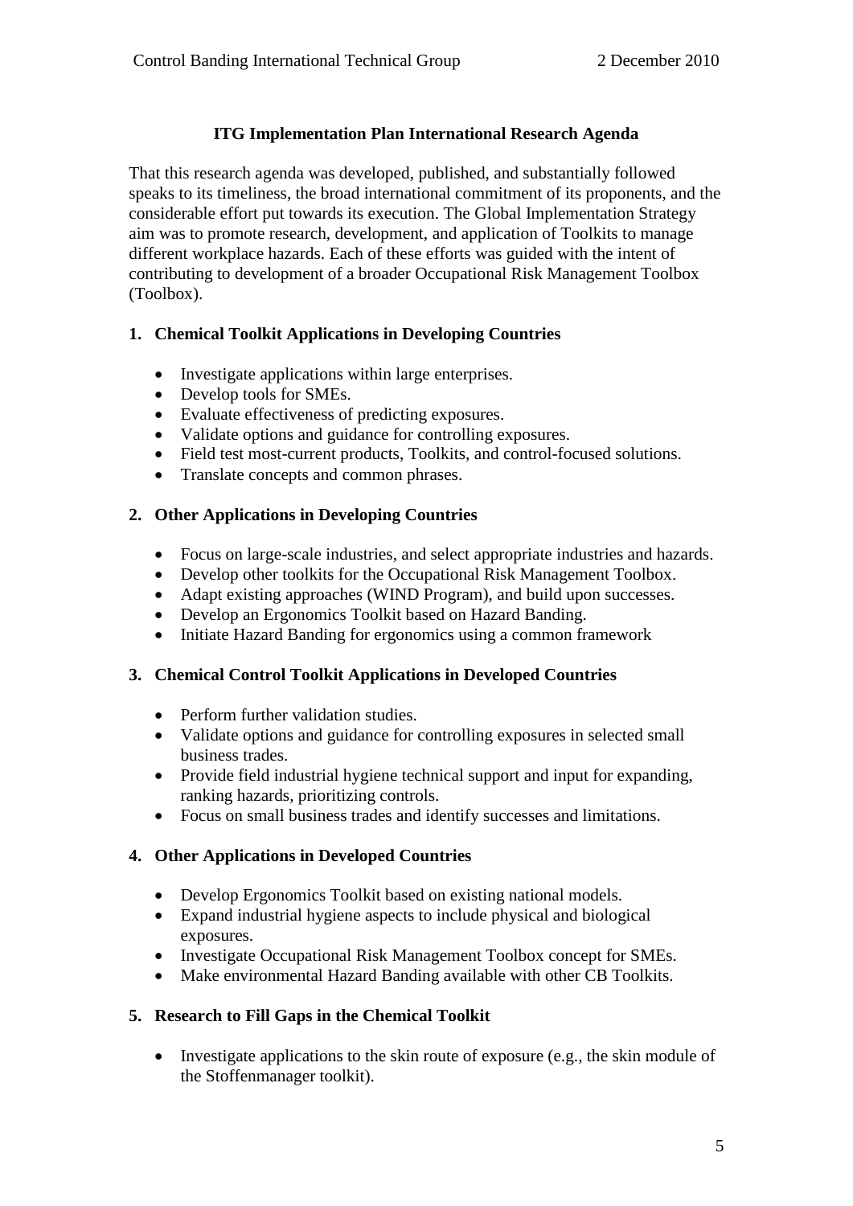## ITG Implementation Plan International Research Agenda

That this research agenda was developed, published, and substantially followed speaks to its timeliness, the broad international commitment of its proponents, and the considerable effort put towards its execution. The Global Implementation Strategy aim was to promote research, development, and application of Toolkits to manage different workplace hazards. Each of these efforts was guided with the intent of contributing to development of a broader Occupational Risk Management Toolbox (Toolbox).

### 1. Chemical Toolkit Applications in Developing Countries

- Investigate applications within large enterprises.
- Develop tools for SMEs.
- Evaluate effectiveness of predicting exposures.
- Validate options and guidance for controlling exposures.
- Field test most-current products, Toolkits, and control-focused solutions.
- Translate concepts and common phrases.

### 2. Other Applications in Developing Countries

- Focus on large-scale industries, and select appropriate industries and hazards.
- Develop other toolkits for the Occupational Risk Management Toolbox.
- Adapt existing approaches (WIND Program), and build upon successes.
- Develop an Ergonomics Toolkit based on Hazard Banding.
- Initiate Hazard Banding for ergonomics using a common framework

### 3. Chemical Control Toolkit Applications in Developed Countries

- Perform further validation studies.
- Validate options and guidance for controlling exposures in selected small business trades.
- Provide field industrial hygiene technical support and input for expanding, ranking hazards, prioritizing controls.
- Focus on small business trades and identify successes and limitations.

### 4. Other Applications in Developed Countries

- Develop Ergonomics Toolkit based on existing national models.
- Expand industrial hygiene aspects to include physical and biological exposures.
- Investigate Occupational Risk Management Toolbox concept for SMEs.
- Make environmental Hazard Banding available with other CB Toolkits.

### 5. Research to Fill Gaps in the Chemical Toolkit

- Investigate applications to the skin route of exposure (e.g., the skin module of the Stoffenmanager toolkit).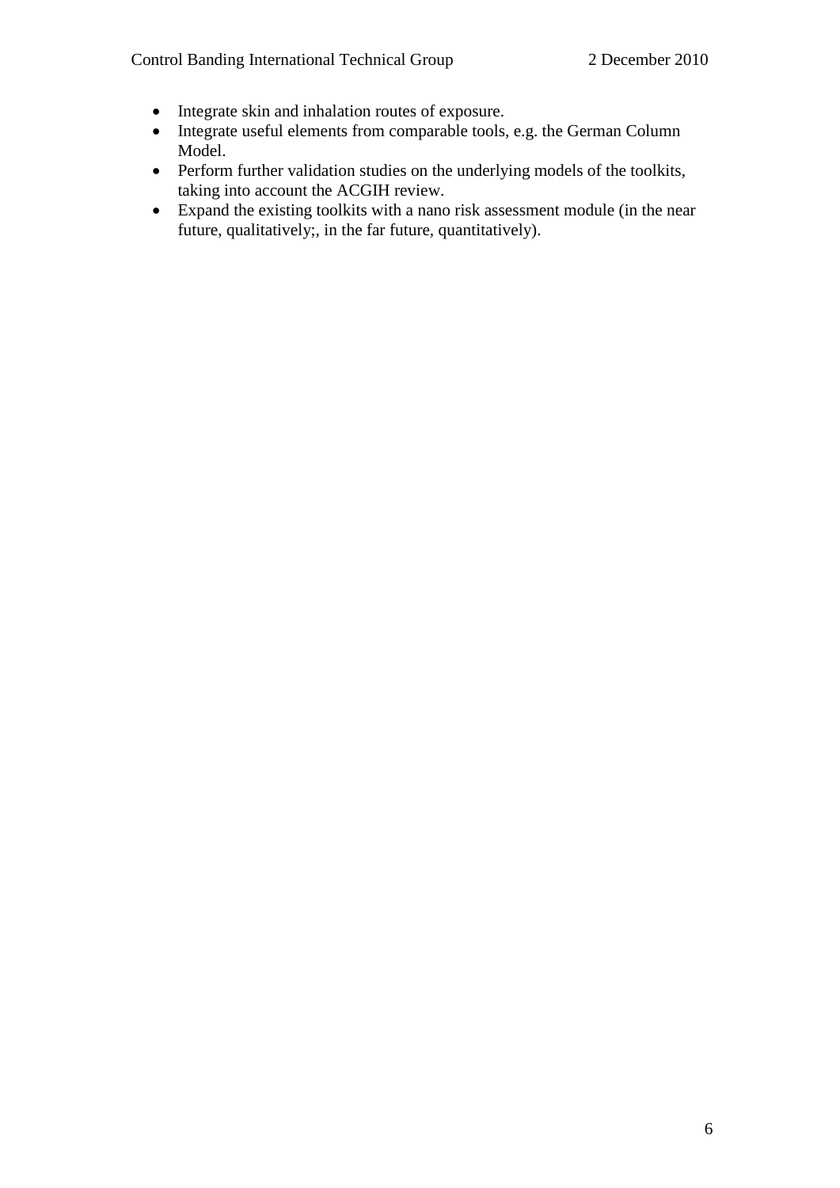- Integrate skin and inhalation routes of exposure.
- Integrate useful elements from comparable tools, e.g. the German Column Model.
- Perform further validation studies on the underlying models of the toolkits, taking into account the ACGIH review.
- Expand the existing toolkits with a nano risk assessment module (in the near future, qualitatively;, in the far future, quantitatively).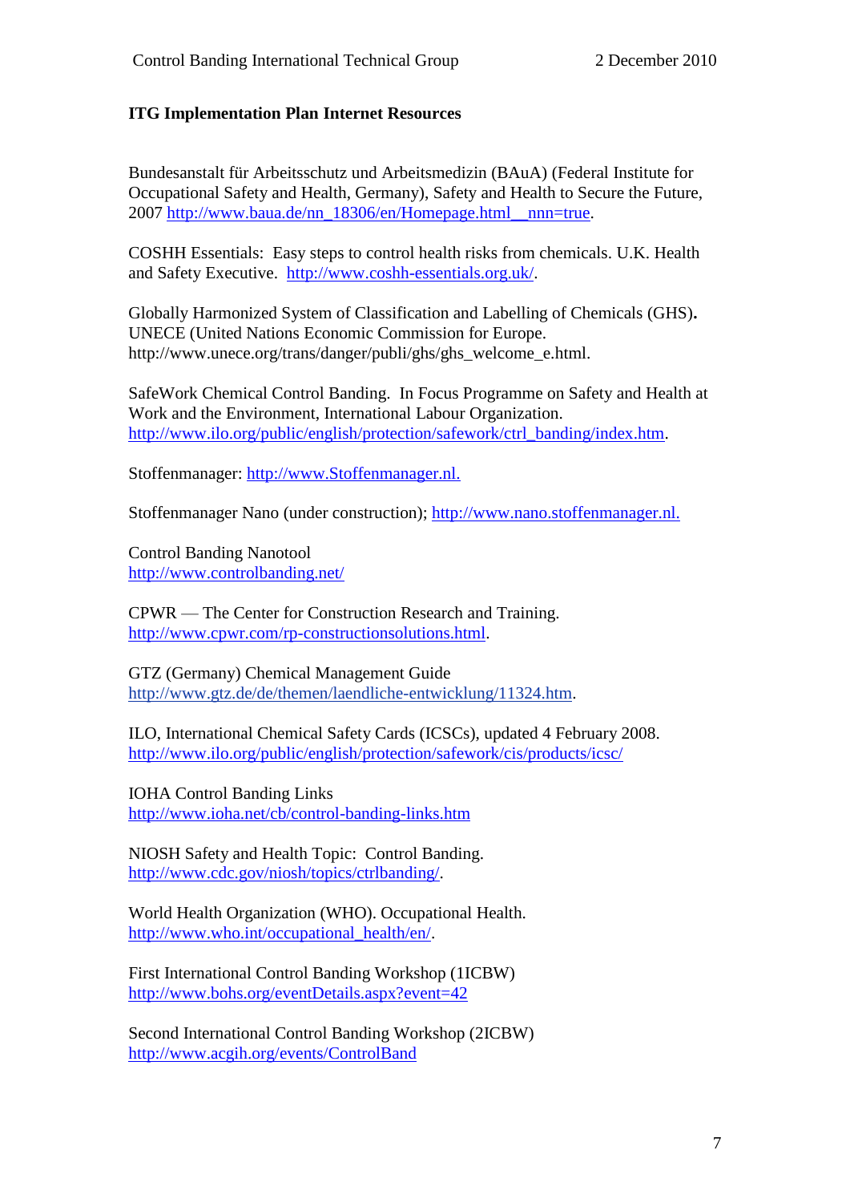**ITG Implementation Plan Internet Resources**

Bundesanstalt für Arbeitsschutz und Arbeitsmedizin (BAuA) (Federal Institute for Occupational Safety and Health, Germany), Safety and Health to Secure the Future, 2007 http://www.baua.de/nn_18306/en/Homepage.html__nnn=true.

COSHH Essentials: Easy steps to control health risks from chemicals. U.K. Health and Safety Executive. http://www.coshh-essentials.org.uk/.

Globally Harmonized System of Classification and Labelling of Chemicals (GHS). UNECE (United Nations Economic Commission for Europe. http://www.unece.org/trans/danger/publi/ghs/ghs_welcome_e.html.

SafeWork Chemical Control Banding. In Focus Programme on Safety and Health at Work and the Environment, International Labour Organization. http://www.ilo.org/public/english/protection/safework/ctrl_banding/index.htm.

Stoffenmanager: http://www.Stoffenmanager.nl.

Stoffenmanager Nano (under construction); http://www.nano.stoffenmanager.nl.

Control Banding Nanotool
http://www.controlbanding.net/

CPWR — The Center for Construction Research and Training.
http://www.cpwr.com/rp-constructionsolutions.html.

GTZ (Germany) Chemical Management Guide
http://www.gtz.de/de/themen/laendliche-entwicklung/11324.htm.

ILO, International Chemical Safety Cards (ICSCs), updated 4 February 2008.
http://www.ilo.org/public/english/protection/safework/cis/products/icsc/

IOHA Control Banding Links
http://www.ioha.net/cb/control-banding-links.htm

NIOSH Safety and Health Topic: Control Banding.
http://www.cdc.gov/niosh/topics/ctrlbanding/.

World Health Organization (WHO). Occupational Health.
http://www.who.int/occupational_health/en/.

First International Control Banding Workshop (1ICBW)
http://www.bohs.org/eventDetails.aspx?event=42

Second International Control Banding Workshop (2ICBW)
http://www.acgih.org/events/ControlBand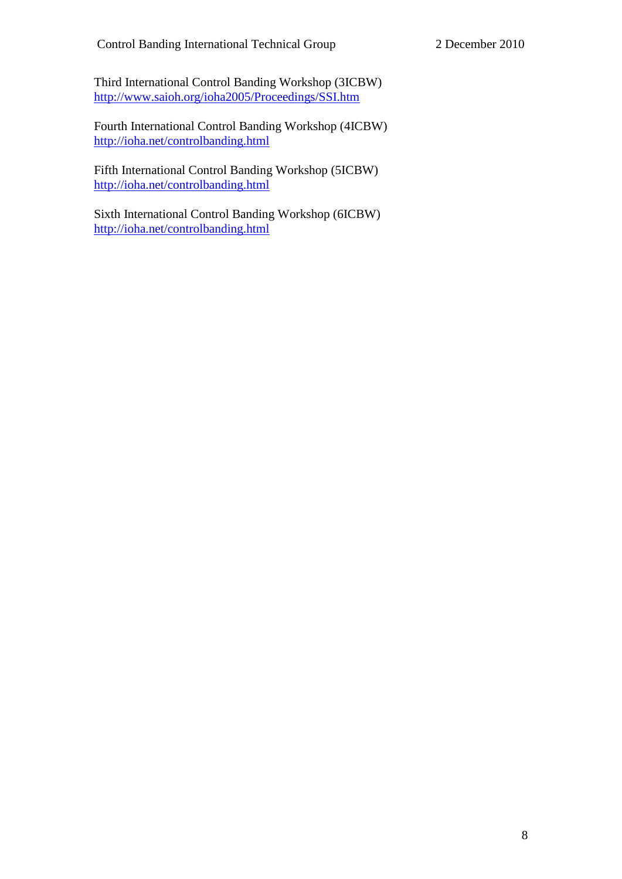Third International Control Banding Workshop (3ICBW)
http://www.saioh.org/ioha2005/Proceedings/SSI.htm

Fourth International Control Banding Workshop (4ICBW)
http://ioha.net/controlbanding.html

Fifth International Control Banding Workshop (5ICBW)
http://ioha.net/controlbanding.html

Sixth International Control Banding Workshop (6ICBW)
http://ioha.net/controlbanding.html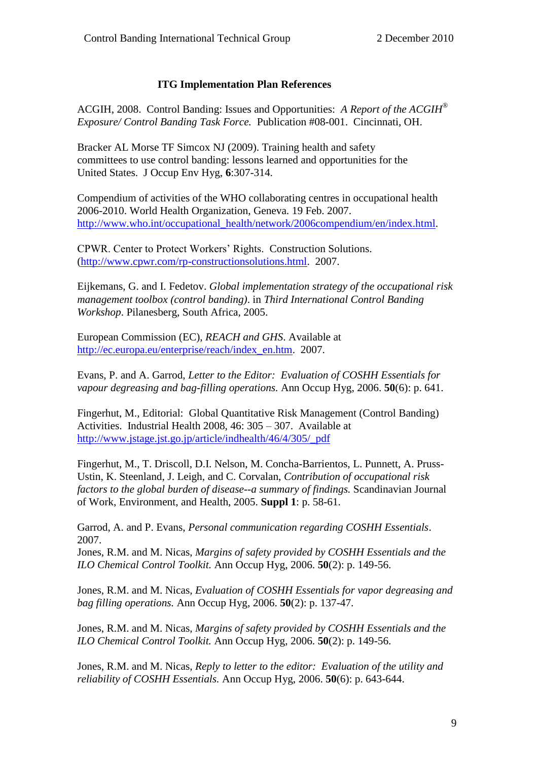## ITG Implementation Plan References

ACGIH, 2008. Control Banding: Issues and Opportunities: *A Report of the ACGIH® Exposure/ Control Banding Task Force.* Publication #08-001. Cincinnati, OH.

Bracker AL Morse TF Simcox NJ (2009). Training health and safety committees to use control banding: lessons learned and opportunities for the United States. J Occup Env Hyg, **6**:307-314.

Compendium of activities of the WHO collaborating centres in occupational health 2006-2010. World Health Organization, Geneva. 19 Feb. 2007. http://www.who.int/occupational_health/network/2006compendium/en/index.html.

CPWR. Center to Protect Workers' Rights. Construction Solutions. (http://www.cpwr.com/rp-constructionsolutions.html. 2007.

Eijkemans, G. and I. Fedetov. *Global implementation strategy of the occupational risk management toolbox (control banding)*. in *Third International Control Banding Workshop*. Pilanesberg, South Africa, 2005.

European Commission (EC), *REACH and GHS*. Available at http://ec.europa.eu/enterprise/reach/index_en.htm. 2007.

Evans, P. and A. Garrod, *Letter to the Editor: Evaluation of COSHH Essentials for vapour degreasing and bag-filling operations.* Ann Occup Hyg, 2006. **50**(6): p. 641.

Fingerhut, M., Editorial: Global Quantitative Risk Management (Control Banding) Activities. Industrial Health 2008, 46: 305 – 307. Available at http://www.jstage.jst.go.jp/article/indhealth/46/4/305/_pdf

Fingerhut, M., T. Driscoll, D.I. Nelson, M. Concha-Barrientos, L. Punnett, A. Pruss-Ustin, K. Steenland, J. Leigh, and C. Corvalan, *Contribution of occupational risk factors to the global burden of disease--a summary of findings.* Scandinavian Journal of Work, Environment, and Health, 2005. **Suppl 1**: p. 58-61.

Garrod, A. and P. Evans, *Personal communication regarding COSHH Essentials*. 2007.

Jones, R.M. and M. Nicas, *Margins of safety provided by COSHH Essentials and the ILO Chemical Control Toolkit.* Ann Occup Hyg, 2006. **50**(2): p. 149-56.

Jones, R.M. and M. Nicas, *Evaluation of COSHH Essentials for vapor degreasing and bag filling operations.* Ann Occup Hyg, 2006. **50**(2): p. 137-47.

Jones, R.M. and M. Nicas, *Margins of safety provided by COSHH Essentials and the ILO Chemical Control Toolkit.* Ann Occup Hyg, 2006. **50**(2): p. 149-56.

Jones, R.M. and M. Nicas, *Reply to letter to the editor: Evaluation of the utility and reliability of COSHH Essentials.* Ann Occup Hyg, 2006. **50**(6): p. 643-644.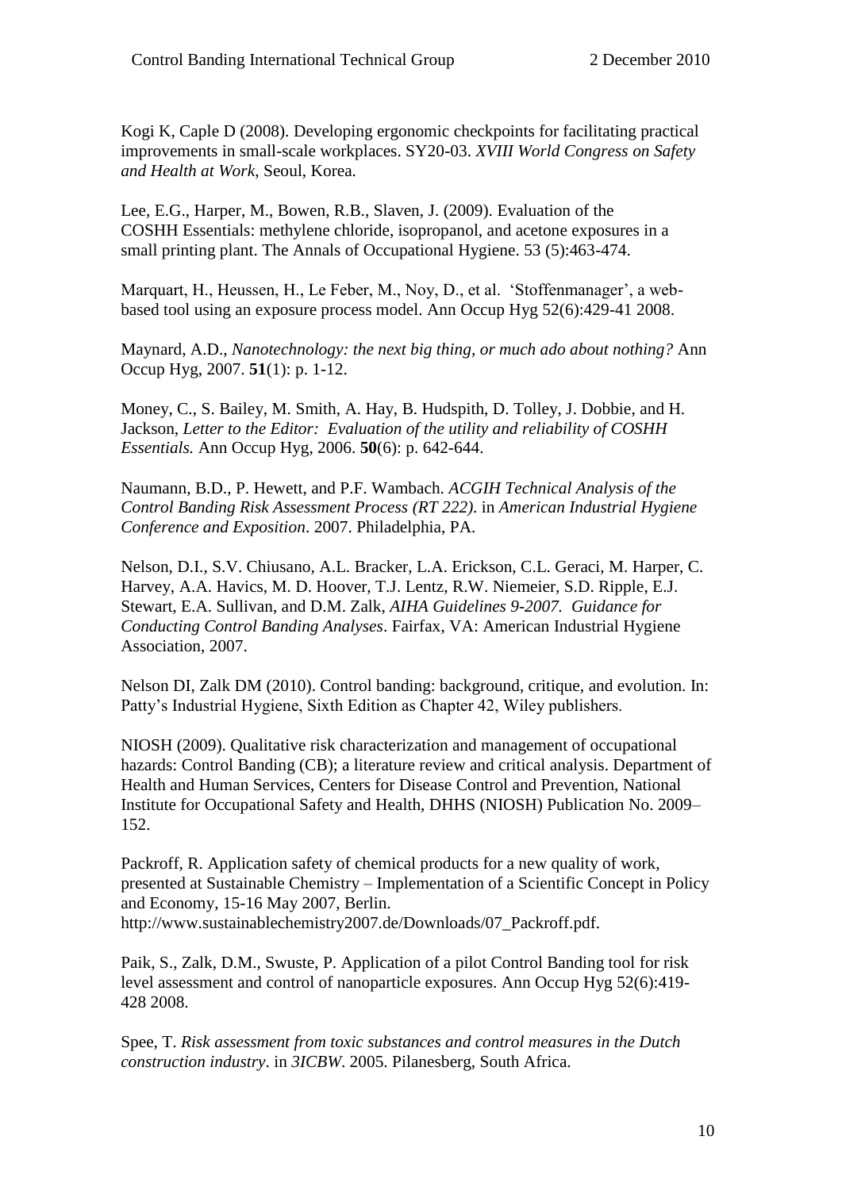Kogi K, Caple D (2008). Developing ergonomic checkpoints for facilitating practical improvements in small-scale workplaces. SY20-03. *XVIII World Congress on Safety and Health at Work*, Seoul, Korea.

Lee, E.G., Harper, M., Bowen, R.B., Slaven, J. (2009). Evaluation of the COSHH Essentials: methylene chloride, isopropanol, and acetone exposures in a small printing plant. The Annals of Occupational Hygiene. 53 (5):463-474.

Marquart, H., Heussen, H., Le Feber, M., Noy, D., et al. 'Stoffenmanager', a web-based tool using an exposure process model. Ann Occup Hyg 52(6):429-41 2008.

Maynard, A.D., *Nanotechnology: the next big thing, or much ado about nothing?* Ann Occup Hyg, 2007. **51**(1): p. 1-12.

Money, C., S. Bailey, M. Smith, A. Hay, B. Hudspith, D. Tolley, J. Dobbie, and H. Jackson, *Letter to the Editor: Evaluation of the utility and reliability of COSHH Essentials.* Ann Occup Hyg, 2006. **50**(6): p. 642-644.

Naumann, B.D., P. Hewett, and P.F. Wambach. *ACGIH Technical Analysis of the Control Banding Risk Assessment Process (RT 222)*. in *American Industrial Hygiene Conference and Exposition*. 2007. Philadelphia, PA.

Nelson, D.I., S.V. Chiusano, A.L. Bracker, L.A. Erickson, C.L. Geraci, M. Harper, C. Harvey, A.A. Havics, M. D. Hoover, T.J. Lentz, R.W. Niemeier, S.D. Ripple, E.J. Stewart, E.A. Sullivan, and D.M. Zalk, *AIHA Guidelines 9-2007. Guidance for Conducting Control Banding Analyses*. Fairfax, VA: American Industrial Hygiene Association, 2007.

Nelson DI, Zalk DM (2010). Control banding: background, critique, and evolution. In: Patty's Industrial Hygiene, Sixth Edition as Chapter 42, Wiley publishers.

NIOSH (2009). Qualitative risk characterization and management of occupational hazards: Control Banding (CB); a literature review and critical analysis. Department of Health and Human Services, Centers for Disease Control and Prevention, National Institute for Occupational Safety and Health, DHHS (NIOSH) Publication No. 2009–152.

Packroff, R. Application safety of chemical products for a new quality of work, presented at Sustainable Chemistry – Implementation of a Scientific Concept in Policy and Economy, 15-16 May 2007, Berlin. http://www.sustainablechemistry2007.de/Downloads/07_Packroff.pdf.

Paik, S., Zalk, D.M., Swuste, P. Application of a pilot Control Banding tool for risk level assessment and control of nanoparticle exposures. Ann Occup Hyg 52(6):419-428 2008.

Spee, T. *Risk assessment from toxic substances and control measures in the Dutch construction industry*. in *3ICBW*. 2005. Pilanesberg, South Africa.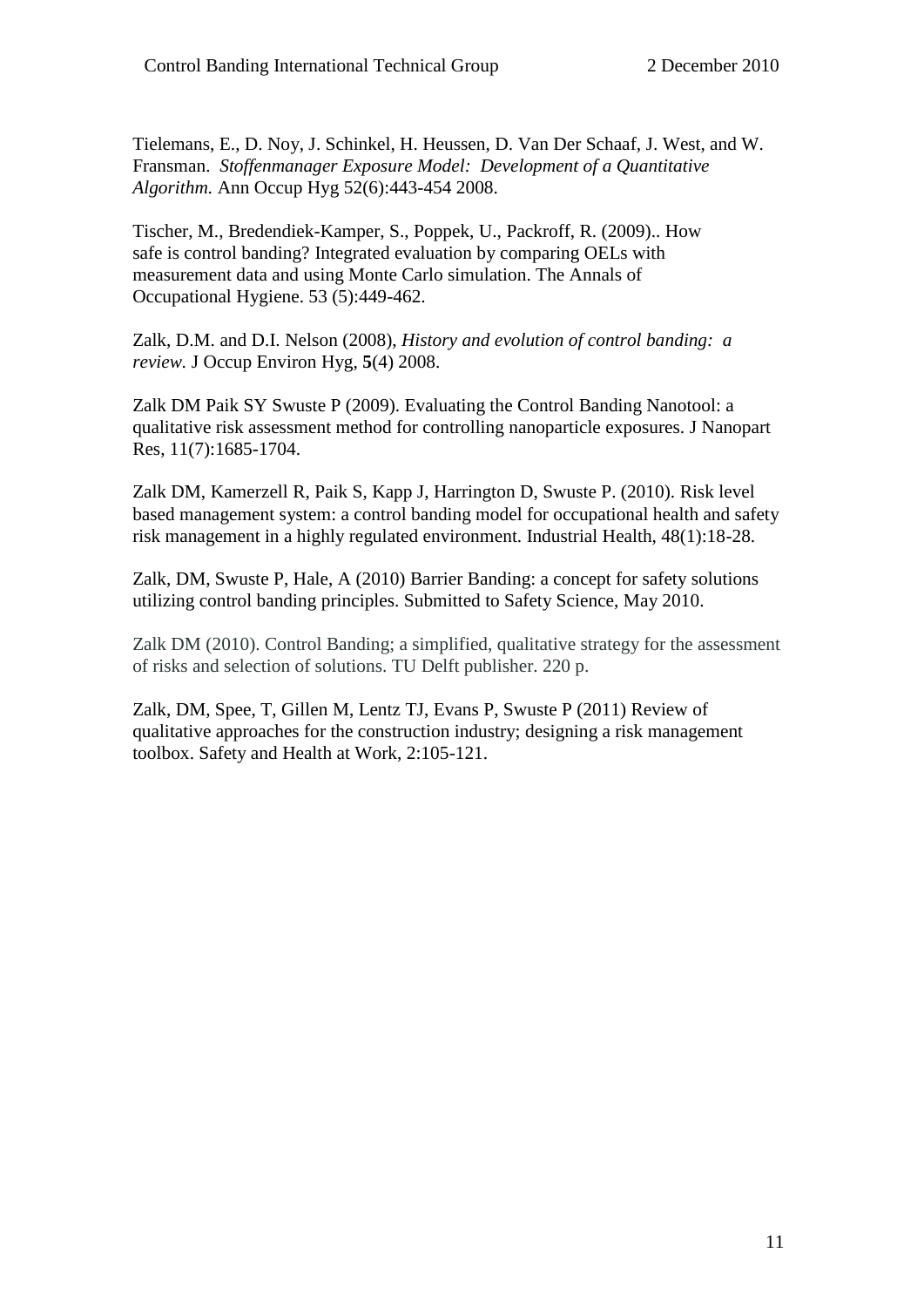Tielemans, E., D. Noy, J. Schinkel, H. Heussen, D. Van Der Schaaf, J. West, and W. Fransman. *Stoffenmanager Exposure Model: Development of a Quantitative Algorithm.* Ann Occup Hyg 52(6):443-454 2008.

Tischer, M., Bredendiek-Kamper, S., Poppek, U., Packroff, R. (2009).. How safe is control banding? Integrated evaluation by comparing OELs with measurement data and using Monte Carlo simulation. The Annals of Occupational Hygiene. 53 (5):449-462.

Zalk, D.M. and D.I. Nelson (2008), *History and evolution of control banding: a review.* J Occup Environ Hyg, **5**(4) 2008.

Zalk DM Paik SY Swuste P (2009). Evaluating the Control Banding Nanotool: a qualitative risk assessment method for controlling nanoparticle exposures. J Nanopart Res, 11(7):1685-1704.

Zalk DM, Kamerzell R, Paik S, Kapp J, Harrington D, Swuste P. (2010). Risk level based management system: a control banding model for occupational health and safety risk management in a highly regulated environment. Industrial Health, 48(1):18-28.

Zalk, DM, Swuste P, Hale, A (2010) Barrier Banding: a concept for safety solutions utilizing control banding principles. Submitted to Safety Science, May 2010.

Zalk DM (2010). Control Banding; a simplified, qualitative strategy for the assessment of risks and selection of solutions. TU Delft publisher. 220 p.

Zalk, DM, Spee, T, Gillen M, Lentz TJ, Evans P, Swuste P (2011) Review of qualitative approaches for the construction industry; designing a risk management toolbox. Safety and Health at Work, 2:105-121.